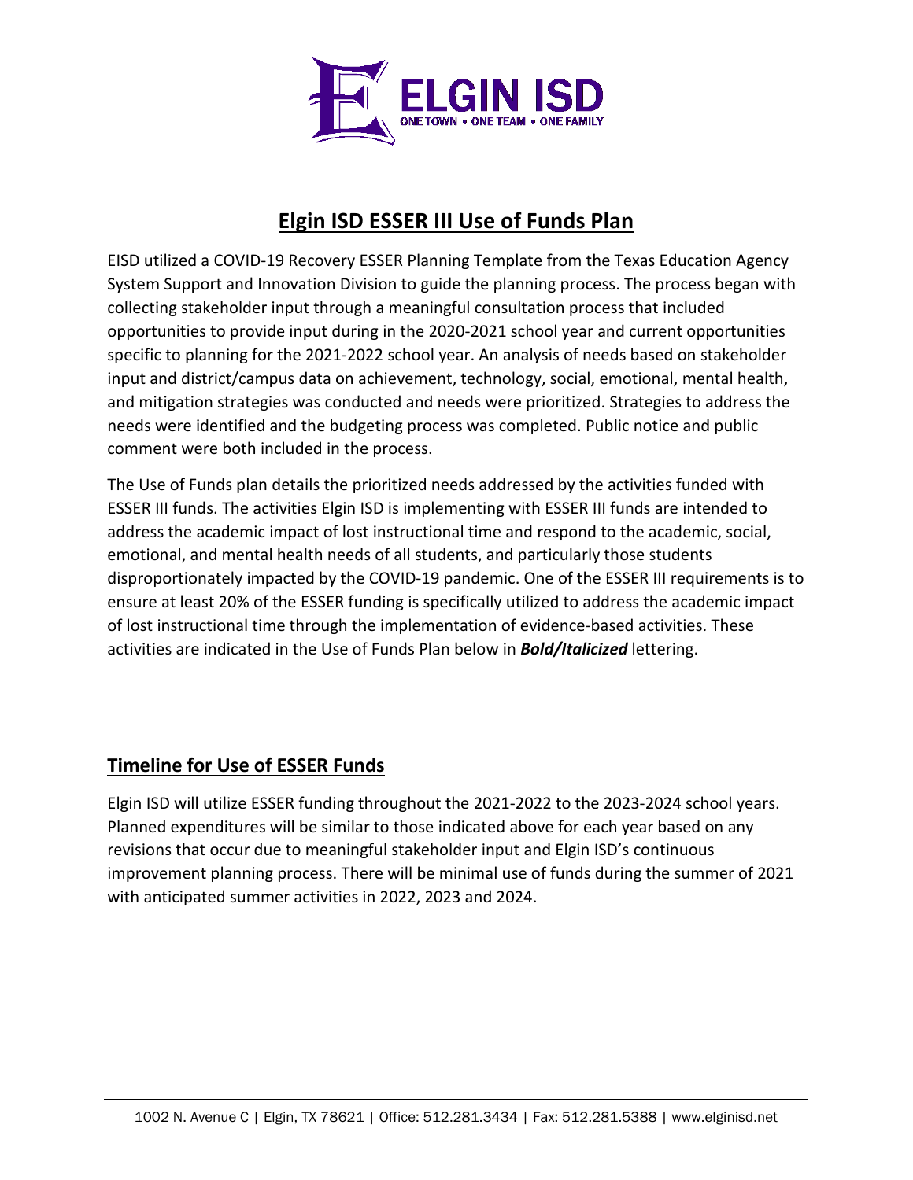# Elgin ISD ESSER III Use of Funds Plan

EISD utilized a COVID-19 Recovery ESSER Planning Template from the Texas Education Agency System Support and Innovation Division to guide the planning process. The process began with collecting stakeholder input through a meaningful consultation process that included opportunities to provide input during in the 2020-2021 school year and current opportunities specific to planning for the 2021-2022 school year. An analysis of needs based on stakeholder input and district/campus data on achievement, technology, social, emotional, mental health, and mitigation strategies was conducted and needs were prioritized. Strategies to address the needs were identified and the budgeting process was completed. Public notice and public comment were both included in the process.

The Use of Funds plan details the prioritized needs addressed by the activities funded with ESSER III funds. The activities Elgin ISD is implementing with ESSER III funds are intended to address the academic impact of lost instructional time and respond to the academic, social, emotional, and mental health needs of all students, and particularly those students disproportionately impacted by the COVID-19 pandemic. One of the ESSER III requirements is to ensure at least 20% of the ESSER funding is specifically utilized to address the academic impact of lost instructional time through the implementation of evidence-based activities. These activities are indicated in the Use of Funds Plan below in ***Bold/Italicized*** lettering.

## Timeline for Use of ESSER Funds

Elgin ISD will utilize ESSER funding throughout the 2021-2022 to the 2023-2024 school years. Planned expenditures will be similar to those indicated above for each year based on any revisions that occur due to meaningful stakeholder input and Elgin ISD's continuous improvement planning process. There will be minimal use of funds during the summer of 2021 with anticipated summer activities in 2022, 2023 and 2024.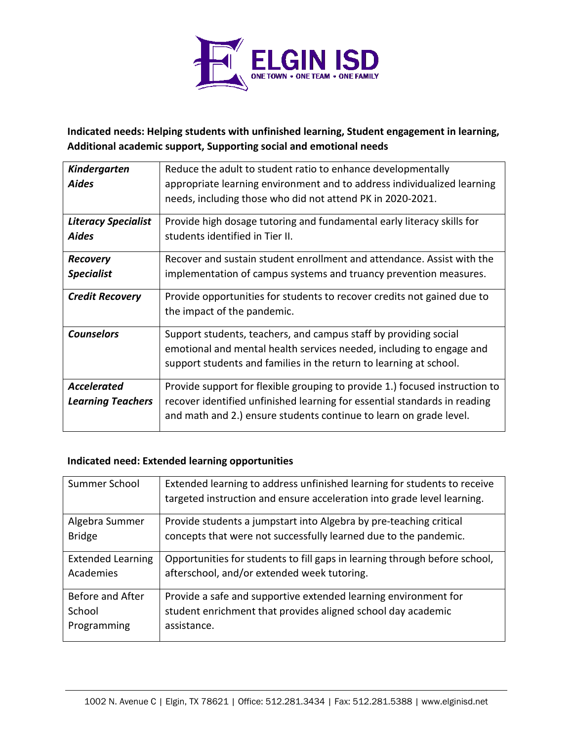**Indicated needs: Helping students with unfinished learning, Student engagement in learning, Additional academic support, Supporting social and emotional needs**

| | |
|---|---|
| ***Kindergarten Aides*** | Reduce the adult to student ratio to enhance developmentally appropriate learning environment and to address individualized learning needs, including those who did not attend PK in 2020-2021. |
| ***Literacy Specialist Aides*** | Provide high dosage tutoring and fundamental early literacy skills for students identified in Tier II. |
| ***Recovery Specialist*** | Recover and sustain student enrollment and attendance. Assist with the implementation of campus systems and truancy prevention measures. |
| ***Credit Recovery*** | Provide opportunities for students to recover credits not gained due to the impact of the pandemic. |
| ***Counselors*** | Support students, teachers, and campus staff by providing social emotional and mental health services needed, including to engage and support students and families in the return to learning at school. |
| ***Accelerated Learning Teachers*** | Provide support for flexible grouping to provide 1.) focused instruction to recover identified unfinished learning for essential standards in reading and math and 2.) ensure students continue to learn on grade level. |

**Indicated need: Extended learning opportunities**

| | |
|---|---|
| Summer School | Extended learning to address unfinished learning for students to receive targeted instruction and ensure acceleration into grade level learning. |
| Algebra Summer Bridge | Provide students a jumpstart into Algebra by pre-teaching critical concepts that were not successfully learned due to the pandemic. |
| Extended Learning Academies | Opportunities for students to fill gaps in learning through before school, afterschool, and/or extended week tutoring. |
| Before and After School Programming | Provide a safe and supportive extended learning environment for student enrichment that provides aligned school day academic assistance. |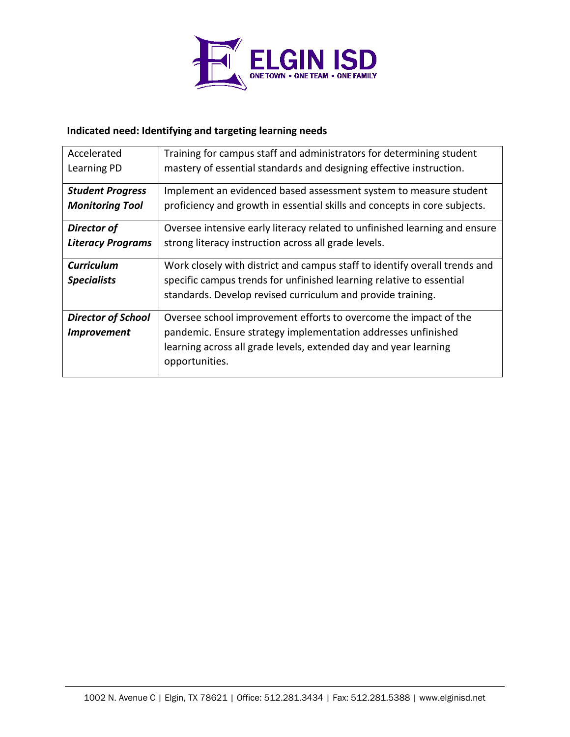**Indicated need: Identifying and targeting learning needs**

| | |
|---|---|
| Accelerated Learning PD | Training for campus staff and administrators for determining student mastery of essential standards and designing effective instruction. |
| ***Student Progress Monitoring Tool*** | Implement an evidenced based assessment system to measure student proficiency and growth in essential skills and concepts in core subjects. |
| ***Director of Literacy Programs*** | Oversee intensive early literacy related to unfinished learning and ensure strong literacy instruction across all grade levels. |
| ***Curriculum Specialists*** | Work closely with district and campus staff to identify overall trends and specific campus trends for unfinished learning relative to essential standards. Develop revised curriculum and provide training. |
| ***Director of School Improvement*** | Oversee school improvement efforts to overcome the impact of the pandemic. Ensure strategy implementation addresses unfinished learning across all grade levels, extended day and year learning opportunities. |